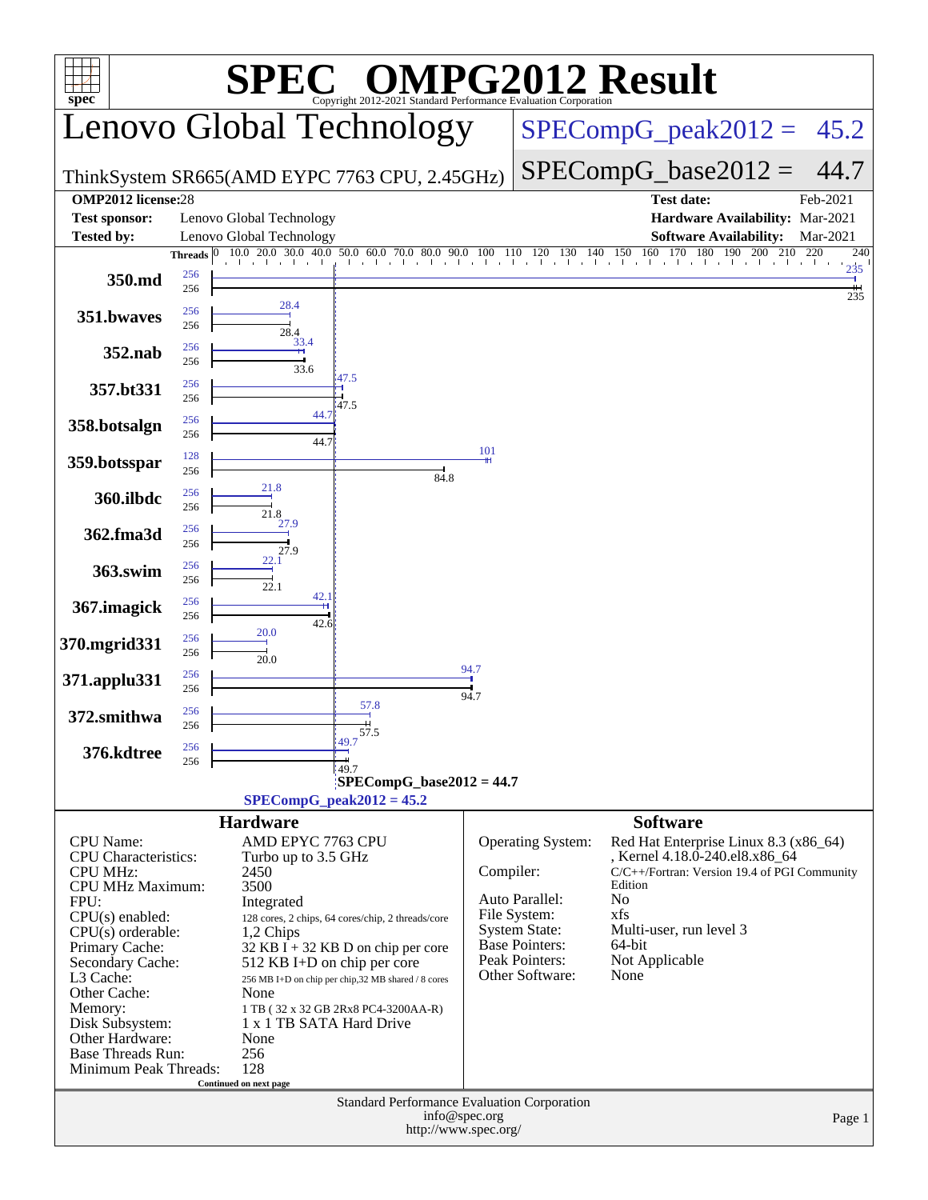# SPEC OMPG2012 Result

Copyright 2012-2021 Standard Performance Evaluation Corporation

## Lenovo Global Technology

ThinkSystem SR665(AMD EYPC 7763 CPU, 2.45GHz)

SPECompG_peak2012 = 45.2

SPECompG_base2012 = 44.7

| | | | |
|---|---|---|---|
| **OMP2012 license:** | 28 | **Test date:** | Feb-2021 |
| **Test sponsor:** | Lenovo Global Technology | **Hardware Availability:** | Mar-2021 |
| **Tested by:** | Lenovo Global Technology | **Software Availability:** | Mar-2021 |

| Benchmark | Peak Threads | Base Threads | Peak Ratio | Base Ratio |
|---|---|---|---|---|
| 350.md | 256 | 256 | 235 | 235 |
| 351.bwaves | 256 | 256 | 28.4 | 28.4 |
| 352.nab | 256 | 256 | 33.4 | 33.6 |
| 357.bt331 | 256 | 256 | 47.5 | 47.5 |
| 358.botsalgn | 256 | 256 | 44.7 | 44.7 |
| 359.botsspar | 128 | 256 | 101 | 84.8 |
| 360.ilbdc | 256 | 256 | 21.8 | 21.8 |
| 362.fma3d | 256 | 256 | 27.9 | 27.9 |
| 363.swim | 256 | 256 | 22.1 | 22.1 |
| 367.imagick | 256 | 256 | 42.1 | 42.6 |
| 370.mgrid331 | 256 | 256 | 20.0 | 20.0 |
| 371.applu331 | 256 | 256 | 94.7 | 94.7 |
| 372.smithwa | 256 | 256 | 57.8 | 57.5 |
| 376.kdtree | 256 | 256 | 49.7 | 49.7 |

SPECompG_base2012 = 44.7

SPECompG_peak2012 = 45.2

### Hardware

| | |
|---|---|
| CPU Name: | AMD EPYC 7763 CPU |
| CPU Characteristics: | Turbo up to 3.5 GHz |
| CPU MHz: | 2450 |
| CPU MHz Maximum: | 3500 |
| FPU: | Integrated |
| CPU(s) enabled: | 128 cores, 2 chips, 64 cores/chip, 2 threads/core |
| CPU(s) orderable: | 1,2 Chips |
| Primary Cache: | 32 KB I + 32 KB D on chip per core |
| Secondary Cache: | 512 KB I+D on chip per core |
| L3 Cache: | 256 MB I+D on chip per chip,32 MB shared / 8 cores |
| Other Cache: | None |
| Memory: | 1 TB ( 32 x 32 GB 2Rx8 PC4-3200AA-R) |
| Disk Subsystem: | 1 x 1 TB SATA Hard Drive |
| Other Hardware: | None |
| Base Threads Run: | 256 |
| Minimum Peak Threads: | 128 |

Continued on next page

### Software

| | |
|---|---|
| Operating System: | Red Hat Enterprise Linux 8.3 (x86_64) , Kernel 4.18.0-240.el8.x86_64 |
| Compiler: | C/C++/Fortran: Version 19.4 of PGI Community Edition |
| Auto Parallel: | No |
| File System: | xfs |
| System State: | Multi-user, run level 3 |
| Base Pointers: | 64-bit |
| Peak Pointers: | Not Applicable |
| Other Software: | None |

Standard Performance Evaluation Corporation
info@spec.org
http://www.spec.org/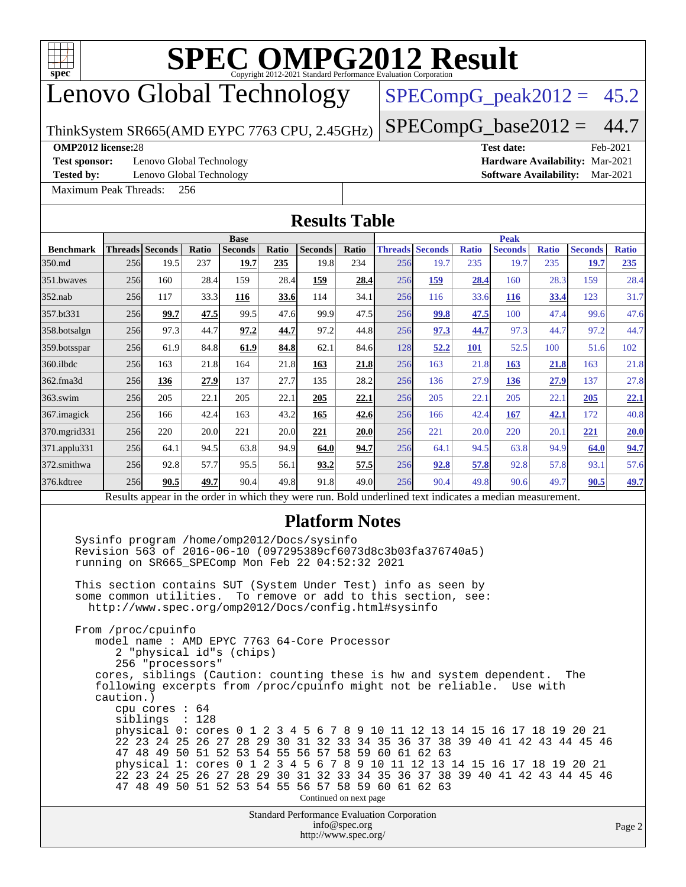# SPEC OMPG2012 Result

Copyright 2012-2021 Standard Performance Evaluation Corporation

## Lenovo Global Technology

ThinkSystem SR665(AMD EYPC 7763 CPU, 2.45GHz)

SPECompG_peak2012 = 45.2

SPECompG_base2012 = 44.7

**OMP2012 license:** 28
**Test sponsor:** Lenovo Global Technology
**Tested by:** Lenovo Global Technology
Maximum Peak Threads: 256

**Test date:** Feb-2021
**Hardware Availability:** Mar-2021
**Software Availability:** Mar-2021

## Results Table

| Benchmark | Base | | | | | | | Peak | | | | | | |
|---|---|---|---|---|---|---|---|---|---|---|---|---|---|---|
| | Threads | Seconds | Ratio | Seconds | Ratio | Seconds | Ratio | Threads | Seconds | Ratio | Seconds | Ratio | Seconds | Ratio |
| 350.md | 256 | 19.5 | 237 | **19.7** | **235** | 19.8 | 234 | 256 | 19.7 | 235 | 19.7 | 235 | **19.7** | **235** |
| 351.bwaves | 256 | 160 | 28.4 | 159 | 28.4 | **159** | **28.4** | 256 | **159** | **28.4** | 160 | 28.3 | 159 | 28.4 |
| 352.nab | 256 | 117 | 33.3 | **116** | **33.6** | 114 | 34.1 | 256 | 116 | 33.6 | **116** | **33.4** | 123 | 31.7 |
| 357.bt331 | 256 | **99.7** | **47.5** | 99.5 | 47.6 | 99.9 | 47.5 | 256 | **99.8** | **47.5** | 100 | 47.4 | 99.6 | 47.6 |
| 358.botsalgn | 256 | 97.3 | 44.7 | **97.2** | **44.7** | 97.2 | 44.8 | 256 | **97.3** | **44.7** | 97.3 | 44.7 | 97.2 | 44.7 |
| 359.botsspar | 256 | 61.9 | 84.8 | **61.9** | **84.8** | 62.1 | 84.6 | 128 | **52.2** | **101** | 52.5 | 100 | 51.6 | 102 |
| 360.ilbdc | 256 | 163 | 21.8 | 164 | 21.8 | **163** | **21.8** | 256 | 163 | 21.8 | **163** | **21.8** | 163 | 21.8 |
| 362.fma3d | 256 | **136** | **27.9** | 137 | 27.7 | 135 | 28.2 | 256 | 136 | 27.9 | **136** | **27.9** | 137 | 27.8 |
| 363.swim | 256 | 205 | 22.1 | 205 | 22.1 | **205** | **22.1** | 256 | 205 | 22.1 | 205 | 22.1 | **205** | **22.1** |
| 367.imagick | 256 | 166 | 42.4 | 163 | 43.2 | **165** | **42.6** | 256 | 166 | 42.4 | **167** | **42.1** | 172 | 40.8 |
| 370.mgrid331 | 256 | 220 | 20.0 | 221 | 20.0 | **221** | **20.0** | 256 | 221 | 20.0 | 220 | 20.1 | **221** | **20.0** |
| 371.applu331 | 256 | 64.1 | 94.5 | 63.8 | 94.9 | **64.0** | **94.7** | 256 | 64.1 | 94.5 | 63.8 | 94.9 | **64.0** | **94.7** |
| 372.smithwa | 256 | 92.8 | 57.7 | 95.5 | 56.1 | **93.2** | **57.5** | 256 | **92.8** | **57.8** | 92.8 | 57.8 | 93.1 | 57.6 |
| 376.kdtree | 256 | **90.5** | **49.7** | 90.4 | 49.8 | 91.8 | 49.0 | 256 | 90.4 | 49.8 | 90.6 | 49.7 | **90.5** | **49.7** |

Results appear in the order in which they were run. Bold underlined text indicates a median measurement.

## Platform Notes

```
Sysinfo program /home/omp2012/Docs/sysinfo
Revision 563 of 2016-06-10 (097295389cf6073d8c3b03fa376740a5)
running on SR665_SPECOmp Mon Feb 22 04:52:32 2021

This section contains SUT (System Under Test) info as seen by
some common utilities.  To remove or add to this section, see:
  http://www.spec.org/omp2012/Docs/config.html#sysinfo

From /proc/cpuinfo
   model name : AMD EPYC 7763 64-Core Processor
      2 "physical id"s (chips)
      256 "processors"
   cores, siblings (Caution: counting these is hw and system dependent.  The
   following excerpts from /proc/cpuinfo might not be reliable.  Use with
   caution.)
      cpu cores : 64
      siblings  : 128
      physical 0: cores 0 1 2 3 4 5 6 7 8 9 10 11 12 13 14 15 16 17 18 19 20 21
      22 23 24 25 26 27 28 29 30 31 32 33 34 35 36 37 38 39 40 41 42 43 44 45 46
      47 48 49 50 51 52 53 54 55 56 57 58 59 60 61 62 63
      physical 1: cores 0 1 2 3 4 5 6 7 8 9 10 11 12 13 14 15 16 17 18 19 20 21
      22 23 24 25 26 27 28 29 30 31 32 33 34 35 36 37 38 39 40 41 42 43 44 45 46
      47 48 49 50 51 52 53 54 55 56 57 58 59 60 61 62 63
```

Continued on next page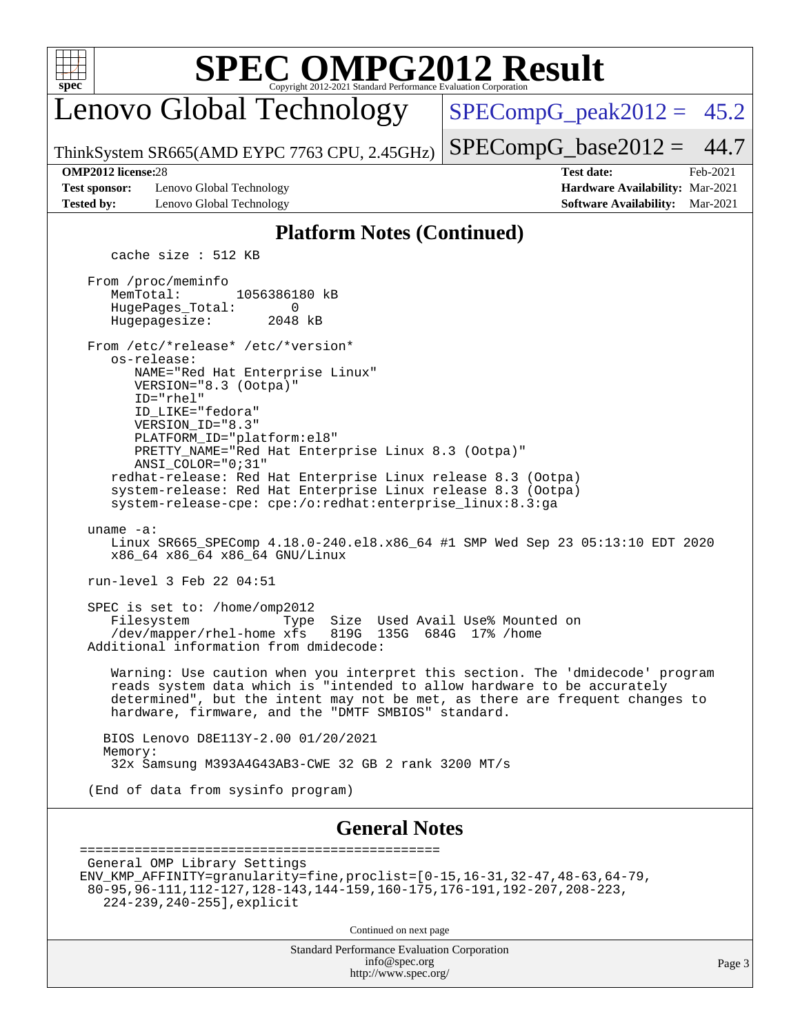## Platform Notes (Continued)

```
   cache size : 512 KB

From /proc/meminfo
   MemTotal:       1056386180 kB
   HugePages_Total:       0
   Hugepagesize:       2048 kB

From /etc/*release* /etc/*version*
   os-release:
      NAME="Red Hat Enterprise Linux"
      VERSION="8.3 (Ootpa)"
      ID="rhel"
      ID_LIKE="fedora"
      VERSION_ID="8.3"
      PLATFORM_ID="platform:el8"
      PRETTY_NAME="Red Hat Enterprise Linux 8.3 (Ootpa)"
      ANSI_COLOR="0;31"
   redhat-release: Red Hat Enterprise Linux release 8.3 (Ootpa)
   system-release: Red Hat Enterprise Linux release 8.3 (Ootpa)
   system-release-cpe: cpe:/o:redhat:enterprise_linux:8.3:ga

uname -a:
   Linux SR665_SPEComp 4.18.0-240.el8.x86_64 #1 SMP Wed Sep 23 05:13:10 EDT 2020
   x86_64 x86_64 x86_64 GNU/Linux

run-level 3 Feb 22 04:51

SPEC is set to: /home/omp2012
   Filesystem            Type  Size  Used Avail Use% Mounted on
   /dev/mapper/rhel-home xfs   819G  135G  684G  17% /home
Additional information from dmidecode:

   Warning: Use caution when you interpret this section. The 'dmidecode' program
   reads system data which is "intended to allow hardware to be accurately
   determined", but the intent may not be met, as there are frequent changes to
   hardware, firmware, and the "DMTF SMBIOS" standard.

  BIOS Lenovo D8E113Y-2.00 01/20/2021
  Memory:
   32x Samsung M393A4G43AB3-CWE 32 GB 2 rank 3200 MT/s

(End of data from sysinfo program)
```

## General Notes

```
==============================================
General OMP Library Settings
ENV_KMP_AFFINITY=granularity=fine,proclist=[0-15,16-31,32-47,48-63,64-79,
80-95,96-111,112-127,128-143,144-159,160-175,176-191,192-207,208-223,
  224-239,240-255],explicit
```

Continued on next page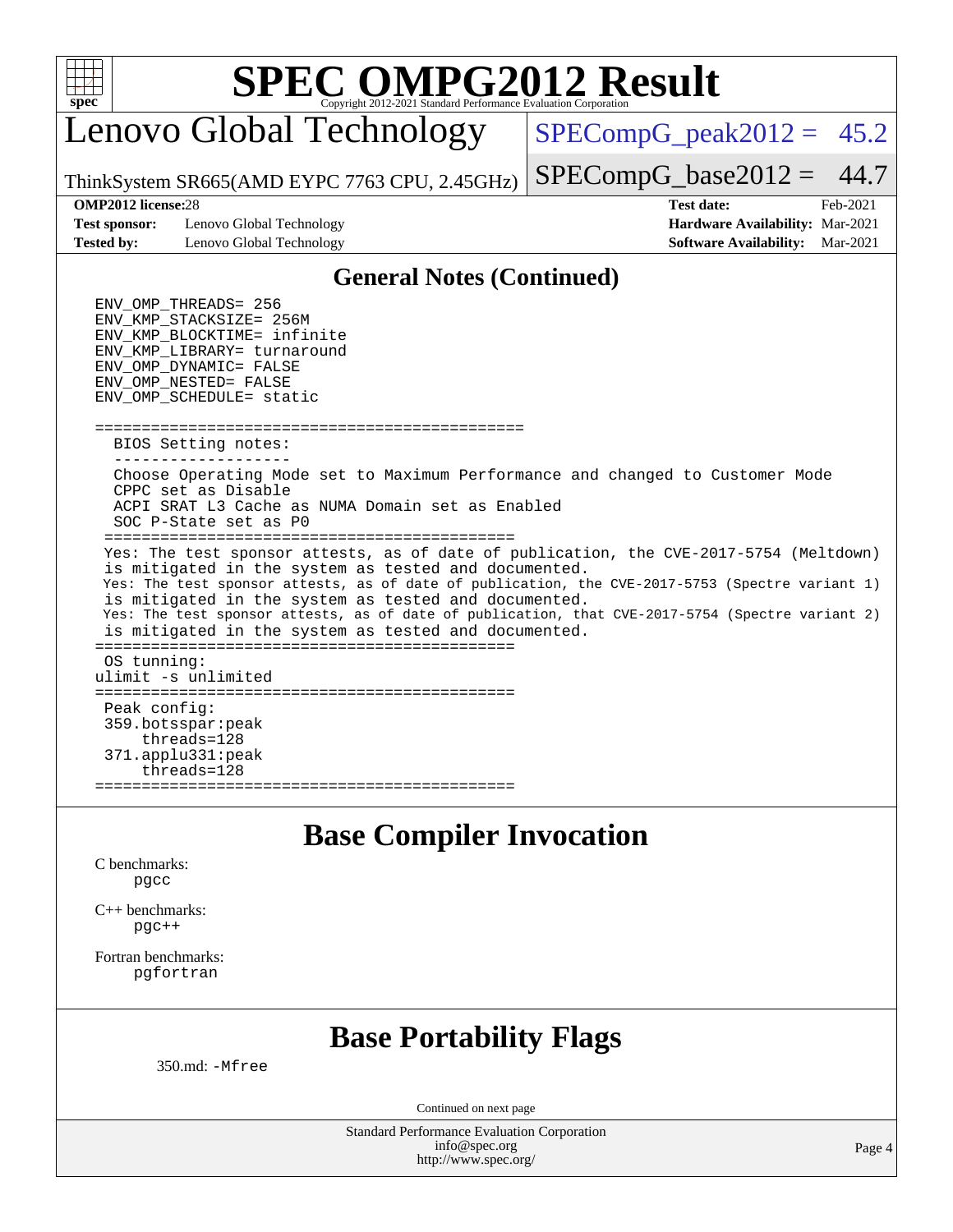# SPEC OMPG2012 Result

Copyright 2012-2021 Standard Performance Evaluation Corporation

## Lenovo Global Technology

ThinkSystem SR665(AMD EYPC 7763 CPU, 2.45GHz)

SPECompG_peak2012 = 45.2

SPECompG_base2012 = 44.7

**OMP2012 license:** 28
**Test sponsor:** Lenovo Global Technology
**Tested by:** Lenovo Global Technology

**Test date:** Feb-2021
**Hardware Availability:** Mar-2021
**Software Availability:** Mar-2021

## General Notes (Continued)

```
ENV_OMP_THREADS= 256
ENV_KMP_STACKSIZE= 256M
ENV_KMP_BLOCKTIME= infinite
ENV_KMP_LIBRARY= turnaround
ENV_OMP_DYNAMIC= FALSE
ENV_OMP_NESTED= FALSE
ENV_OMP_SCHEDULE= static

==============================================
  BIOS Setting notes:
  -------------------
  Choose Operating Mode set to Maximum Performance and changed to Customer Mode
  CPPC set as Disable
  ACPI SRAT L3 Cache as NUMA Domain set as Enabled
  SOC P-State set as P0
=============================================
 Yes: The test sponsor attests, as of date of publication, the CVE-2017-5754 (Meltdown)
 is mitigated in the system as tested and documented.
 Yes: The test sponsor attests, as of date of publication, the CVE-2017-5753 (Spectre variant 1)
 is mitigated in the system as tested and documented.
 Yes: The test sponsor attests, as of date of publication, that CVE-2017-5754 (Spectre variant 2)
 is mitigated in the system as tested and documented.
=============================================
 OS tunning:
ulimit -s unlimited
=============================================
 Peak config:
 359.botsspar:peak
     threads=128
 371.applu331:peak
     threads=128
=============================================
```

## Base Compiler Invocation

C benchmarks:
 pgcc

C++ benchmarks:
 pgc++

Fortran benchmarks:
 pgfortran

## Base Portability Flags

350.md: -Mfree

Continued on next page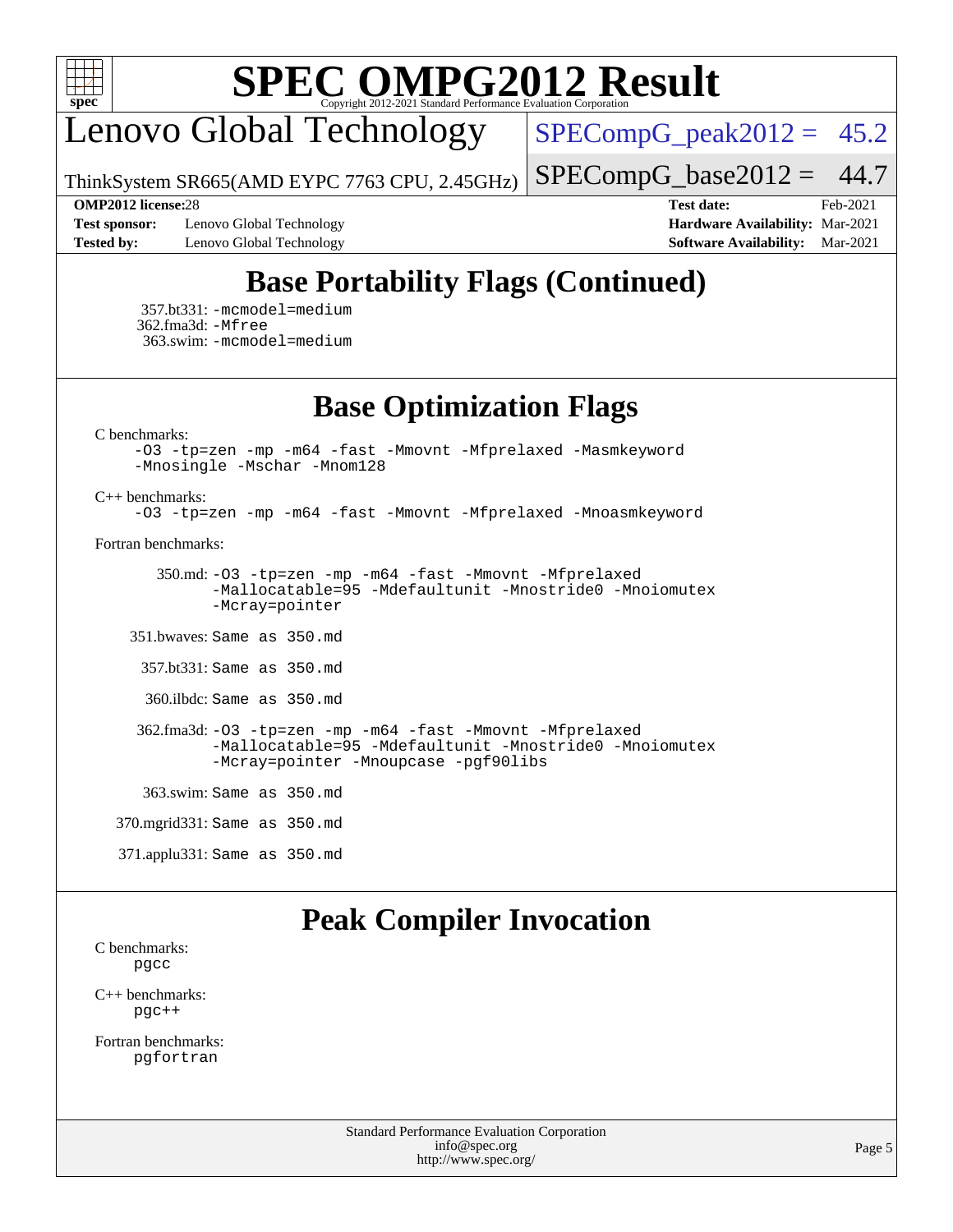## Base Portability Flags (Continued)

357.bt331: `-mcmodel=medium`
362.fma3d: `-Mfree`
363.swim: `-mcmodel=medium`

## Base Optimization Flags

C benchmarks:
`-O3 -tp=zen -mp -m64 -fast -Mmovnt -Mfprelaxed -Masmkeyword -Mnosingle -Mschar -Mnom128`

C++ benchmarks:
`-O3 -tp=zen -mp -m64 -fast -Mmovnt -Mfprelaxed -Mnoasmkeyword`

Fortran benchmarks:

350.md: `-O3 -tp=zen -mp -m64 -fast -Mmovnt -Mfprelaxed -Mallocatable=95 -Mdefaultunit -Mnostride0 -Mnoiomutex -Mcray=pointer`

351.bwaves: Same as 350.md

357.bt331: Same as 350.md

360.ilbdc: Same as 350.md

362.fma3d: `-O3 -tp=zen -mp -m64 -fast -Mmovnt -Mfprelaxed -Mallocatable=95 -Mdefaultunit -Mnostride0 -Mnoiomutex -Mcray=pointer -Mnoupcase -pgf90libs`

363.swim: Same as 350.md

370.mgrid331: Same as 350.md

371.applu331: Same as 350.md

## Peak Compiler Invocation

C benchmarks:
`pgcc`

C++ benchmarks:
`pgc++`

Fortran benchmarks:
`pgfortran`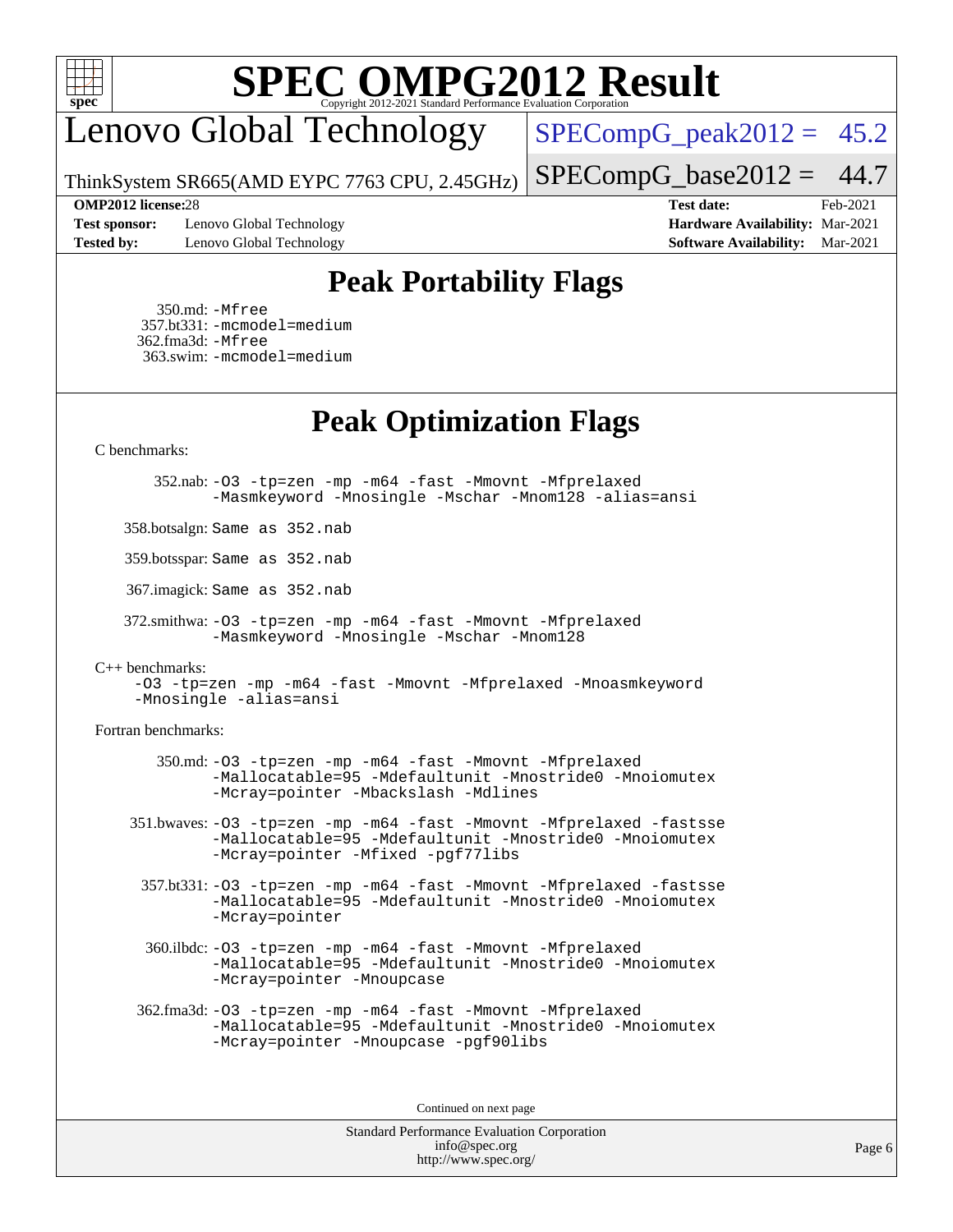# Peak Portability Flags

350.md: -Mfree
357.bt331: -mcmodel=medium
362.fma3d: -Mfree
363.swim: -mcmodel=medium

# Peak Optimization Flags

C benchmarks:

352.nab: -O3 -tp=zen -mp -m64 -fast -Mmovnt -Mfprelaxed -Masmkeyword -Mnosingle -Mschar -Mnom128 -alias=ansi

358.botsalgn: Same as 352.nab

359.botsspar: Same as 352.nab

367.imagick: Same as 352.nab

372.smithwa: -O3 -tp=zen -mp -m64 -fast -Mmovnt -Mfprelaxed -Masmkeyword -Mnosingle -Mschar -Mnom128

C++ benchmarks:

-O3 -tp=zen -mp -m64 -fast -Mmovnt -Mfprelaxed -Mnoasmkeyword -Mnosingle -alias=ansi

Fortran benchmarks:

350.md: -O3 -tp=zen -mp -m64 -fast -Mmovnt -Mfprelaxed -Mallocatable=95 -Mdefaultunit -Mnostride0 -Mnoiomutex -Mcray=pointer -Mbackslash -Mdlines

351.bwaves: -O3 -tp=zen -mp -m64 -fast -Mmovnt -Mfprelaxed -fastsse -Mallocatable=95 -Mdefaultunit -Mnostride0 -Mnoiomutex -Mcray=pointer -Mfixed -pgf77libs

357.bt331: -O3 -tp=zen -mp -m64 -fast -Mmovnt -Mfprelaxed -fastsse -Mallocatable=95 -Mdefaultunit -Mnostride0 -Mnoiomutex -Mcray=pointer

360.ilbdc: -O3 -tp=zen -mp -m64 -fast -Mmovnt -Mfprelaxed -Mallocatable=95 -Mdefaultunit -Mnostride0 -Mnoiomutex -Mcray=pointer -Mnoupcase

362.fma3d: -O3 -tp=zen -mp -m64 -fast -Mmovnt -Mfprelaxed -Mallocatable=95 -Mdefaultunit -Mnostride0 -Mnoiomutex -Mcray=pointer -Mnoupcase -pgf90libs

Continued on next page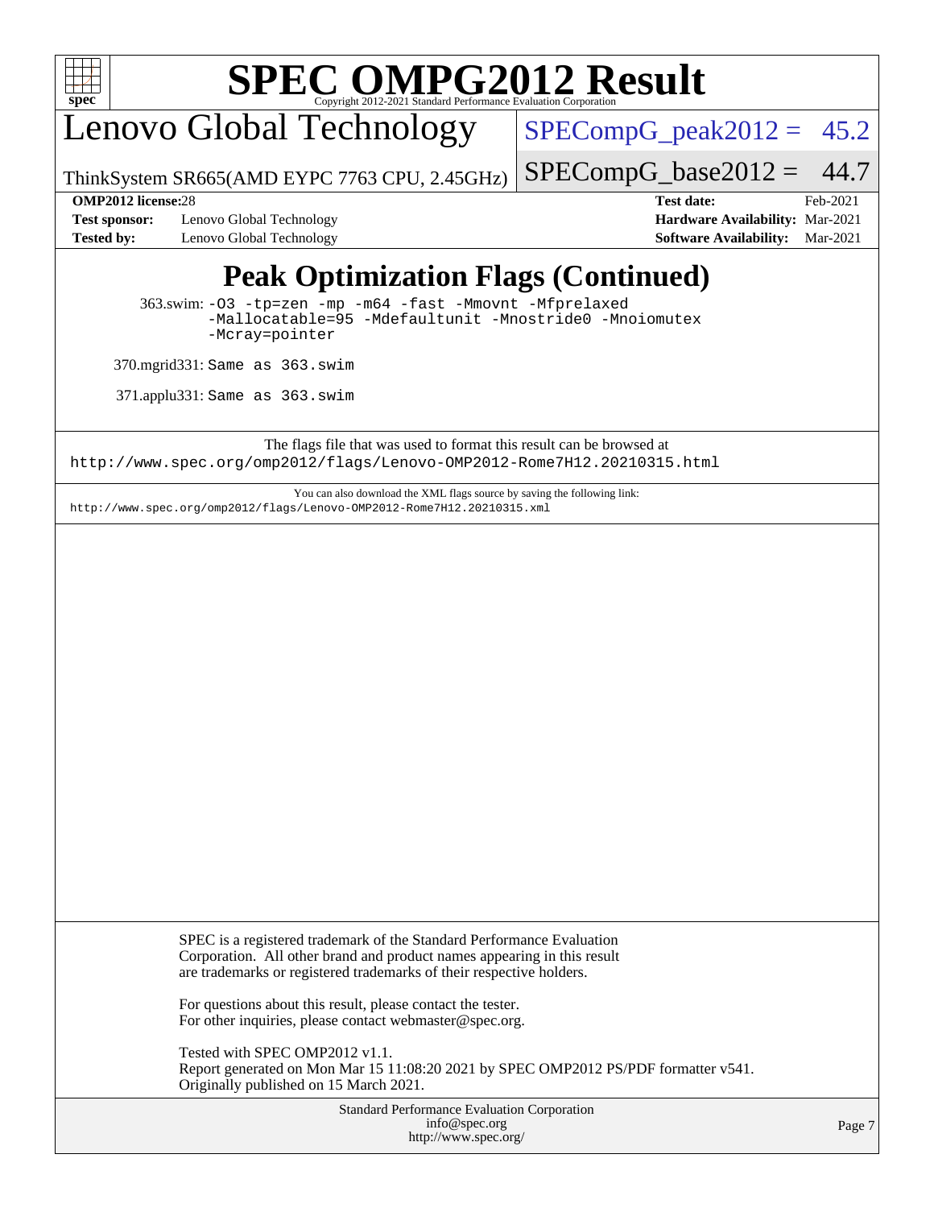# SPEC OMPG2012 Result

Copyright 2012-2021 Standard Performance Evaluation Corporation

## Lenovo Global Technology

ThinkSystem SR665(AMD EYPC 7763 CPU, 2.45GHz)

SPECompG_peak2012 = 45.2

SPECompG_base2012 = 44.7

**OMP2012 license:** 28
**Test sponsor:** Lenovo Global Technology
**Tested by:** Lenovo Global Technology

**Test date:** Feb-2021
**Hardware Availability:** Mar-2021
**Software Availability:** Mar-2021

## Peak Optimization Flags (Continued)

363.swim: `-O3 -tp=zen -mp -m64 -fast -Mmovnt -Mfprelaxed -Mallocatable=95 -Mdefaultunit -Mnostride0 -Mnoiomutex -Mcray=pointer`

370.mgrid331: `Same as 363.swim`

371.applu331: `Same as 363.swim`

The flags file that was used to format this result can be browsed at
http://www.spec.org/omp2012/flags/Lenovo-OMP2012-Rome7H12.20210315.html

You can also download the XML flags source by saving the following link:
http://www.spec.org/omp2012/flags/Lenovo-OMP2012-Rome7H12.20210315.xml

SPEC is a registered trademark of the Standard Performance Evaluation Corporation. All other brand and product names appearing in this result are trademarks or registered trademarks of their respective holders.

For questions about this result, please contact the tester.
For other inquiries, please contact webmaster@spec.org.

Tested with SPEC OMP2012 v1.1.
Report generated on Mon Mar 15 11:08:20 2021 by SPEC OMP2012 PS/PDF formatter v541.
Originally published on 15 March 2021.

Standard Performance Evaluation Corporation
info@spec.org
http://www.spec.org/